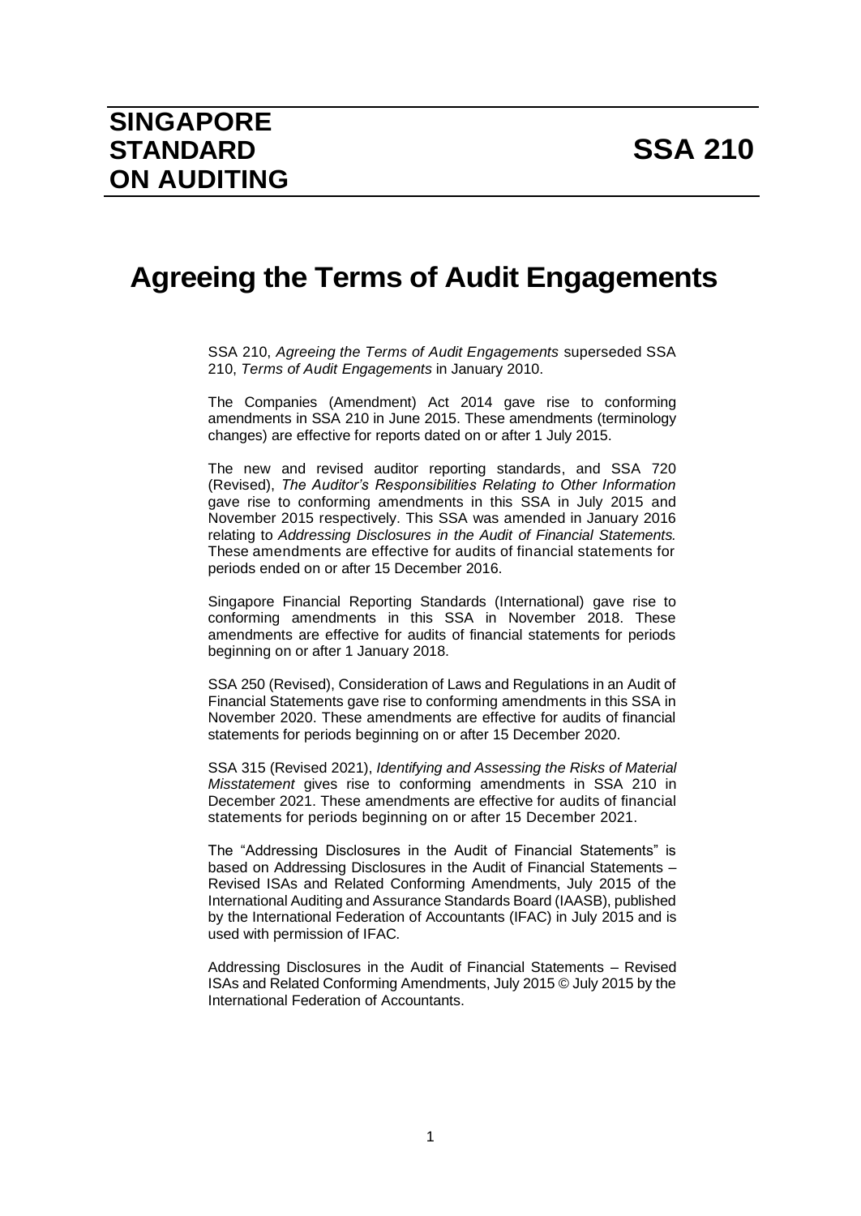# SINGAPORE STANDARD ON AUDITING

# SSA 210

# Agreeing the Terms of Audit Engagements

SSA 210, *Agreeing the Terms of Audit Engagements* superseded SSA 210, *Terms of Audit Engagements* in January 2010.

The Companies (Amendment) Act 2014 gave rise to conforming amendments in SSA 210 in June 2015. These amendments (terminology changes) are effective for reports dated on or after 1 July 2015.

The new and revised auditor reporting standards, and SSA 720 (Revised), *The Auditor's Responsibilities Relating to Other Information* gave rise to conforming amendments in this SSA in July 2015 and November 2015 respectively. This SSA was amended in January 2016 relating to *Addressing Disclosures in the Audit of Financial Statements.* These amendments are effective for audits of financial statements for periods ended on or after 15 December 2016.

Singapore Financial Reporting Standards (International) gave rise to conforming amendments in this SSA in November 2018. These amendments are effective for audits of financial statements for periods beginning on or after 1 January 2018.

SSA 250 (Revised), Consideration of Laws and Regulations in an Audit of Financial Statements gave rise to conforming amendments in this SSA in November 2020. These amendments are effective for audits of financial statements for periods beginning on or after 15 December 2020.

SSA 315 (Revised 2021), *Identifying and Assessing the Risks of Material Misstatement* gives rise to conforming amendments in SSA 210 in December 2021. These amendments are effective for audits of financial statements for periods beginning on or after 15 December 2021.

The "Addressing Disclosures in the Audit of Financial Statements" is based on Addressing Disclosures in the Audit of Financial Statements – Revised ISAs and Related Conforming Amendments, July 2015 of the International Auditing and Assurance Standards Board (IAASB), published by the International Federation of Accountants (IFAC) in July 2015 and is used with permission of IFAC.

Addressing Disclosures in the Audit of Financial Statements – Revised ISAs and Related Conforming Amendments, July 2015 © July 2015 by the International Federation of Accountants.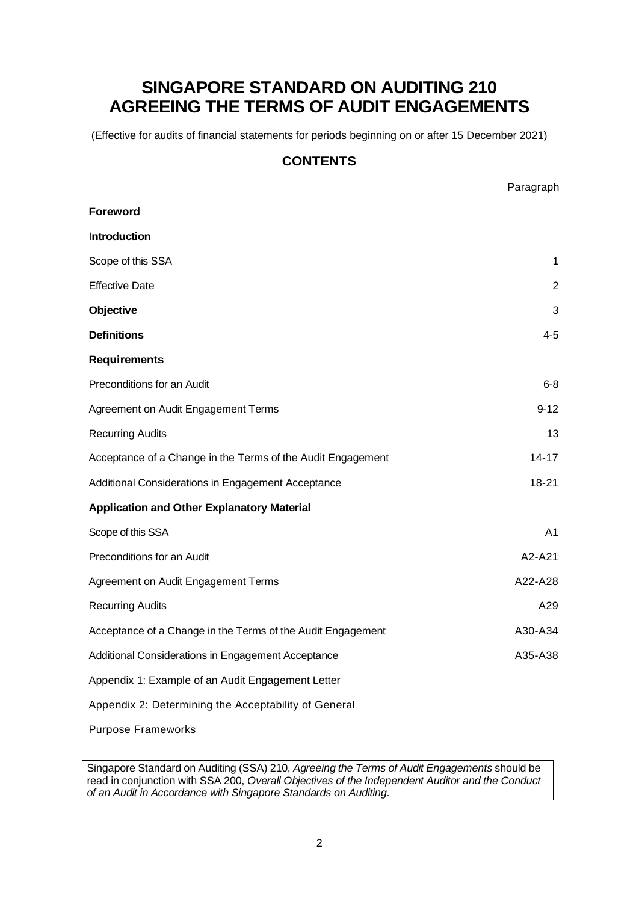# SINGAPORE STANDARD ON AUDITING 210
# AGREEING THE TERMS OF AUDIT ENGAGEMENTS

(Effective for audits of financial statements for periods beginning on or after 15 December 2021)

## CONTENTS

| | Paragraph |
|---|---|
| **Foreword** | |
| **Introduction** | |
| Scope of this SSA | 1 |
| Effective Date | 2 |
| **Objective** | 3 |
| **Definitions** | 4-5 |
| **Requirements** | |
| Preconditions for an Audit | 6-8 |
| Agreement on Audit Engagement Terms | 9-12 |
| Recurring Audits | 13 |
| Acceptance of a Change in the Terms of the Audit Engagement | 14-17 |
| Additional Considerations in Engagement Acceptance | 18-21 |
| **Application and Other Explanatory Material** | |
| Scope of this SSA | A1 |
| Preconditions for an Audit | A2-A21 |
| Agreement on Audit Engagement Terms | A22-A28 |
| Recurring Audits | A29 |
| Acceptance of a Change in the Terms of the Audit Engagement | A30-A34 |
| Additional Considerations in Engagement Acceptance | A35-A38 |
| Appendix 1: Example of an Audit Engagement Letter | |
| Appendix 2: Determining the Acceptability of General Purpose Frameworks | |

Singapore Standard on Auditing (SSA) 210, *Agreeing the Terms of Audit Engagements* should be read in conjunction with SSA 200, *Overall Objectives of the Independent Auditor and the Conduct of an Audit in Accordance with Singapore Standards on Auditing*.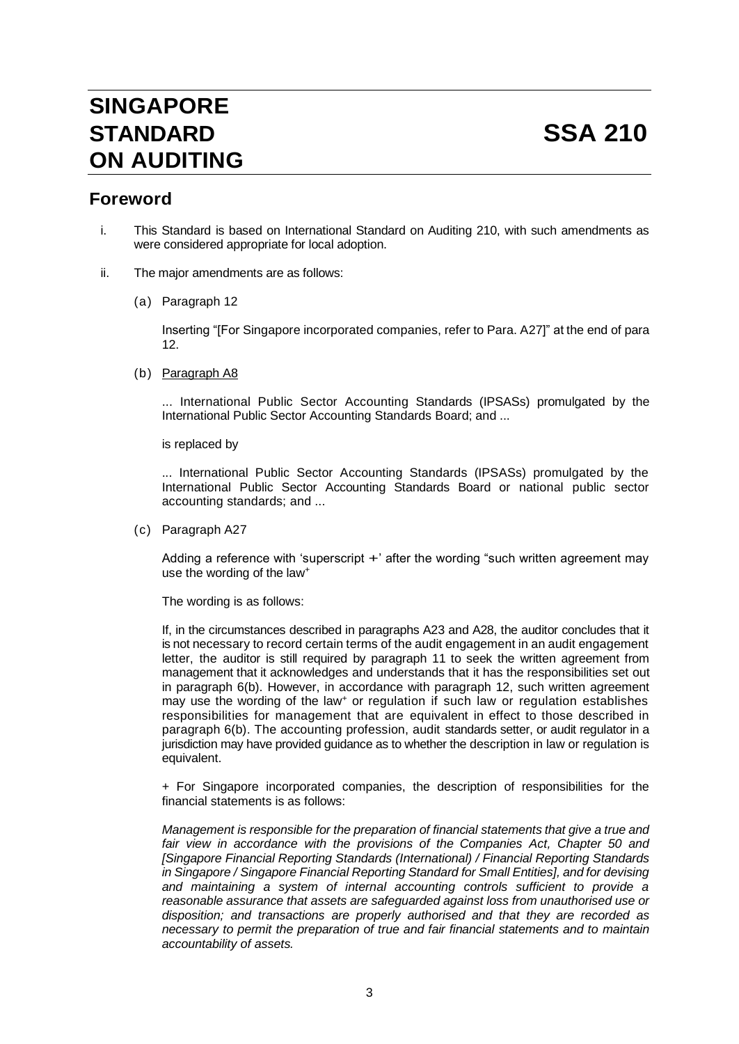# SINGAPORE STANDARD ON AUDITING

# SSA 210

## Foreword

i. This Standard is based on International Standard on Auditing 210, with such amendments as were considered appropriate for local adoption.

ii. The major amendments are as follows:

(a) Paragraph 12

Inserting "[For Singapore incorporated companies, refer to Para. A27]" at the end of para 12.

(b) Paragraph A8

... International Public Sector Accounting Standards (IPSASs) promulgated by the International Public Sector Accounting Standards Board; and ...

is replaced by

... International Public Sector Accounting Standards (IPSASs) promulgated by the International Public Sector Accounting Standards Board or national public sector accounting standards; and ...

(c) Paragraph A27

Adding a reference with 'superscript +' after the wording "such written agreement may use the wording of the law$^{+}$

The wording is as follows:

If, in the circumstances described in paragraphs A23 and A28, the auditor concludes that it is not necessary to record certain terms of the audit engagement in an audit engagement letter, the auditor is still required by paragraph 11 to seek the written agreement from management that it acknowledges and understands that it has the responsibilities set out in paragraph 6(b). However, in accordance with paragraph 12, such written agreement may use the wording of the law$^{+}$ or regulation if such law or regulation establishes responsibilities for management that are equivalent in effect to those described in paragraph 6(b). The accounting profession, audit standards setter, or audit regulator in a jurisdiction may have provided guidance as to whether the description in law or regulation is equivalent.

\+ For Singapore incorporated companies, the description of responsibilities for the financial statements is as follows:

*Management is responsible for the preparation of financial statements that give a true and fair view in accordance with the provisions of the Companies Act, Chapter 50 and [Singapore Financial Reporting Standards (International) / Financial Reporting Standards in Singapore / Singapore Financial Reporting Standard for Small Entities], and for devising and maintaining a system of internal accounting controls sufficient to provide a reasonable assurance that assets are safeguarded against loss from unauthorised use or disposition; and transactions are properly authorised and that they are recorded as necessary to permit the preparation of true and fair financial statements and to maintain accountability of assets.*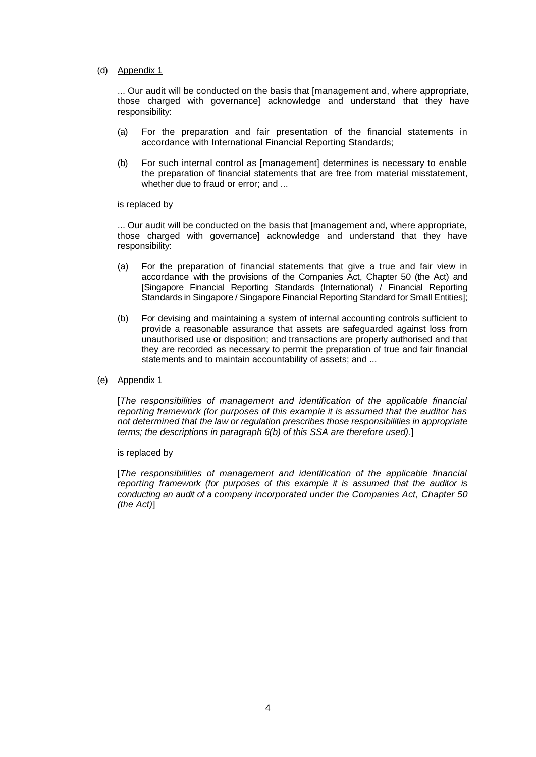(d) Appendix 1

... Our audit will be conducted on the basis that [management and, where appropriate, those charged with governance] acknowledge and understand that they have responsibility:

(a) For the preparation and fair presentation of the financial statements in accordance with International Financial Reporting Standards;

(b) For such internal control as [management] determines is necessary to enable the preparation of financial statements that are free from material misstatement, whether due to fraud or error; and ...

is replaced by

... Our audit will be conducted on the basis that [management and, where appropriate, those charged with governance] acknowledge and understand that they have responsibility:

(a) For the preparation of financial statements that give a true and fair view in accordance with the provisions of the Companies Act, Chapter 50 (the Act) and [Singapore Financial Reporting Standards (International) / Financial Reporting Standards in Singapore / Singapore Financial Reporting Standard for Small Entities];

(b) For devising and maintaining a system of internal accounting controls sufficient to provide a reasonable assurance that assets are safeguarded against loss from unauthorised use or disposition; and transactions are properly authorised and that they are recorded as necessary to permit the preparation of true and fair financial statements and to maintain accountability of assets; and ...

(e) Appendix 1

[*The responsibilities of management and identification of the applicable financial reporting framework (for purposes of this example it is assumed that the auditor has not determined that the law or regulation prescribes those responsibilities in appropriate terms; the descriptions in paragraph 6(b) of this SSA are therefore used).*]

is replaced by

[*The responsibilities of management and identification of the applicable financial reporting framework (for purposes of this example it is assumed that the auditor is conducting an audit of a company incorporated under the Companies Act, Chapter 50 (the Act)*]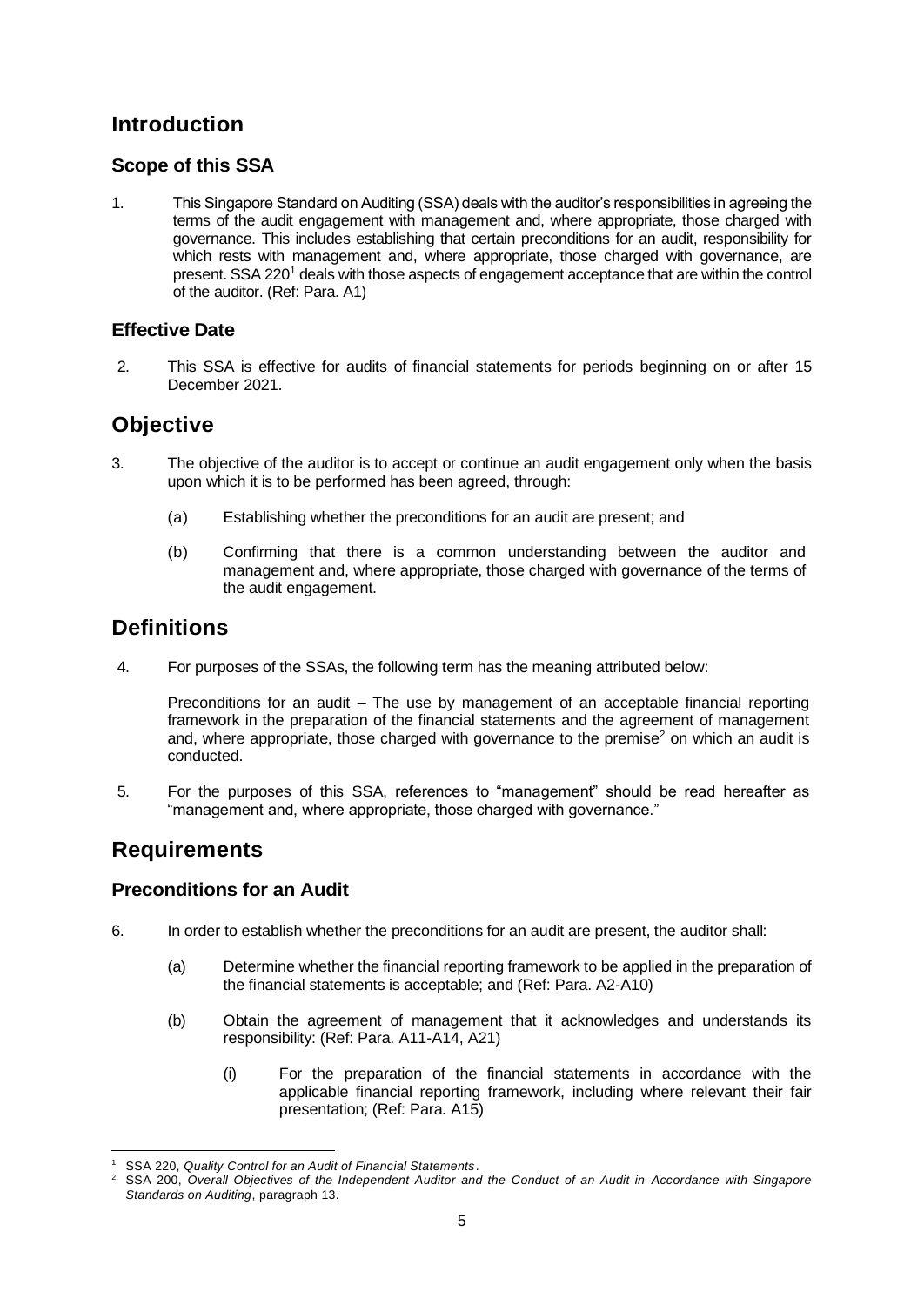# Introduction

## Scope of this SSA

1. This Singapore Standard on Auditing (SSA) deals with the auditor's responsibilities in agreeing the terms of the audit engagement with management and, where appropriate, those charged with governance. This includes establishing that certain preconditions for an audit, responsibility for which rests with management and, where appropriate, those charged with governance, are present. SSA 220[1] deals with those aspects of engagement acceptance that are within the control of the auditor. (Ref: Para. A1)

## Effective Date

2. This SSA is effective for audits of financial statements for periods beginning on or after 15 December 2021.

# Objective

3. The objective of the auditor is to accept or continue an audit engagement only when the basis upon which it is to be performed has been agreed, through:

   (a) Establishing whether the preconditions for an audit are present; and

   (b) Confirming that there is a common understanding between the auditor and management and, where appropriate, those charged with governance of the terms of the audit engagement.

# Definitions

4. For purposes of the SSAs, the following term has the meaning attributed below:

   Preconditions for an audit – The use by management of an acceptable financial reporting framework in the preparation of the financial statements and the agreement of management and, where appropriate, those charged with governance to the premise[2] on which an audit is conducted.

5. For the purposes of this SSA, references to "management" should be read hereafter as "management and, where appropriate, those charged with governance."

# Requirements

## Preconditions for an Audit

6. In order to establish whether the preconditions for an audit are present, the auditor shall:

   (a) Determine whether the financial reporting framework to be applied in the preparation of the financial statements is acceptable; and (Ref: Para. A2-A10)

   (b) Obtain the agreement of management that it acknowledges and understands its responsibility: (Ref: Para. A11-A14, A21)

      (i) For the preparation of the financial statements in accordance with the applicable financial reporting framework, including where relevant their fair presentation; (Ref: Para. A15)

---

[1] SSA 220, *Quality Control for an Audit of Financial Statements*.

[2] SSA 200, *Overall Objectives of the Independent Auditor and the Conduct of an Audit in Accordance with Singapore Standards on Auditing*, paragraph 13.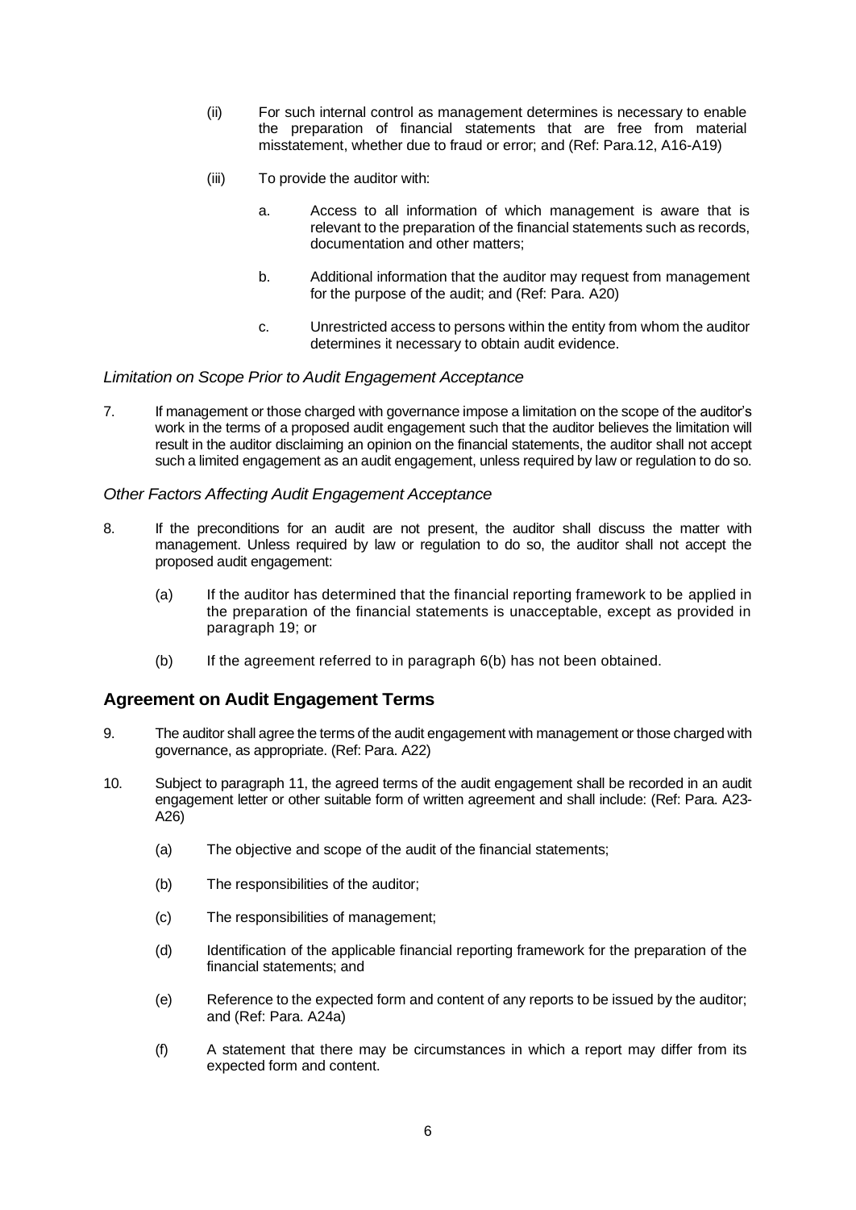(ii) For such internal control as management determines is necessary to enable the preparation of financial statements that are free from material misstatement, whether due to fraud or error; and (Ref: Para.12, A16-A19)

(iii) To provide the auditor with:

a. Access to all information of which management is aware that is relevant to the preparation of the financial statements such as records, documentation and other matters;

b. Additional information that the auditor may request from management for the purpose of the audit; and (Ref: Para. A20)

c. Unrestricted access to persons within the entity from whom the auditor determines it necessary to obtain audit evidence.

*Limitation on Scope Prior to Audit Engagement Acceptance*

7. If management or those charged with governance impose a limitation on the scope of the auditor's work in the terms of a proposed audit engagement such that the auditor believes the limitation will result in the auditor disclaiming an opinion on the financial statements, the auditor shall not accept such a limited engagement as an audit engagement, unless required by law or regulation to do so.

*Other Factors Affecting Audit Engagement Acceptance*

8. If the preconditions for an audit are not present, the auditor shall discuss the matter with management. Unless required by law or regulation to do so, the auditor shall not accept the proposed audit engagement:

(a) If the auditor has determined that the financial reporting framework to be applied in the preparation of the financial statements is unacceptable, except as provided in paragraph 19; or

(b) If the agreement referred to in paragraph 6(b) has not been obtained.

## Agreement on Audit Engagement Terms

9. The auditor shall agree the terms of the audit engagement with management or those charged with governance, as appropriate. (Ref: Para. A22)

10. Subject to paragraph 11, the agreed terms of the audit engagement shall be recorded in an audit engagement letter or other suitable form of written agreement and shall include: (Ref: Para. A23-A26)

(a) The objective and scope of the audit of the financial statements;

(b) The responsibilities of the auditor;

(c) The responsibilities of management;

(d) Identification of the applicable financial reporting framework for the preparation of the financial statements; and

(e) Reference to the expected form and content of any reports to be issued by the auditor; and (Ref: Para. A24a)

(f) A statement that there may be circumstances in which a report may differ from its expected form and content.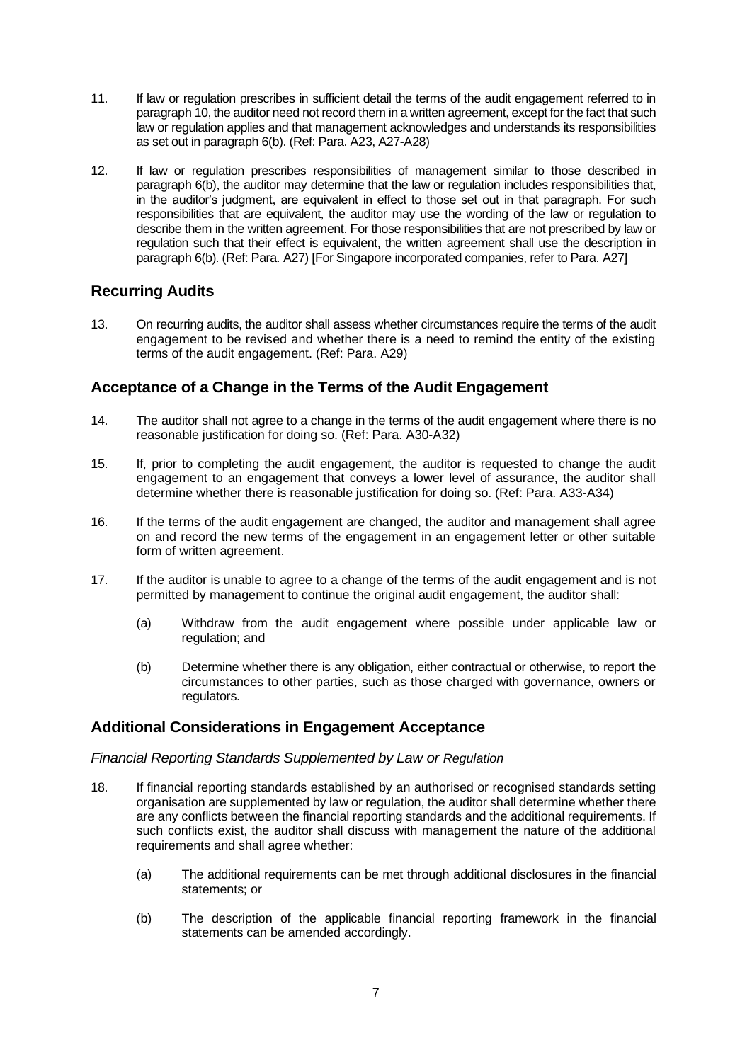11. If law or regulation prescribes in sufficient detail the terms of the audit engagement referred to in paragraph 10, the auditor need not record them in a written agreement, except for the fact that such law or regulation applies and that management acknowledges and understands its responsibilities as set out in paragraph 6(b). (Ref: Para. A23, A27-A28)

12. If law or regulation prescribes responsibilities of management similar to those described in paragraph 6(b), the auditor may determine that the law or regulation includes responsibilities that, in the auditor's judgment, are equivalent in effect to those set out in that paragraph. For such responsibilities that are equivalent, the auditor may use the wording of the law or regulation to describe them in the written agreement. For those responsibilities that are not prescribed by law or regulation such that their effect is equivalent, the written agreement shall use the description in paragraph 6(b). (Ref: Para. A27) [For Singapore incorporated companies, refer to Para. A27]

## Recurring Audits

13. On recurring audits, the auditor shall assess whether circumstances require the terms of the audit engagement to be revised and whether there is a need to remind the entity of the existing terms of the audit engagement. (Ref: Para. A29)

## Acceptance of a Change in the Terms of the Audit Engagement

14. The auditor shall not agree to a change in the terms of the audit engagement where there is no reasonable justification for doing so. (Ref: Para. A30-A32)

15. If, prior to completing the audit engagement, the auditor is requested to change the audit engagement to an engagement that conveys a lower level of assurance, the auditor shall determine whether there is reasonable justification for doing so. (Ref: Para. A33-A34)

16. If the terms of the audit engagement are changed, the auditor and management shall agree on and record the new terms of the engagement in an engagement letter or other suitable form of written agreement.

17. If the auditor is unable to agree to a change of the terms of the audit engagement and is not permitted by management to continue the original audit engagement, the auditor shall:

    (a) Withdraw from the audit engagement where possible under applicable law or regulation; and

    (b) Determine whether there is any obligation, either contractual or otherwise, to report the circumstances to other parties, such as those charged with governance, owners or regulators.

## Additional Considerations in Engagement Acceptance

*Financial Reporting Standards Supplemented by Law or Regulation*

18. If financial reporting standards established by an authorised or recognised standards setting organisation are supplemented by law or regulation, the auditor shall determine whether there are any conflicts between the financial reporting standards and the additional requirements. If such conflicts exist, the auditor shall discuss with management the nature of the additional requirements and shall agree whether:

    (a) The additional requirements can be met through additional disclosures in the financial statements; or

    (b) The description of the applicable financial reporting framework in the financial statements can be amended accordingly.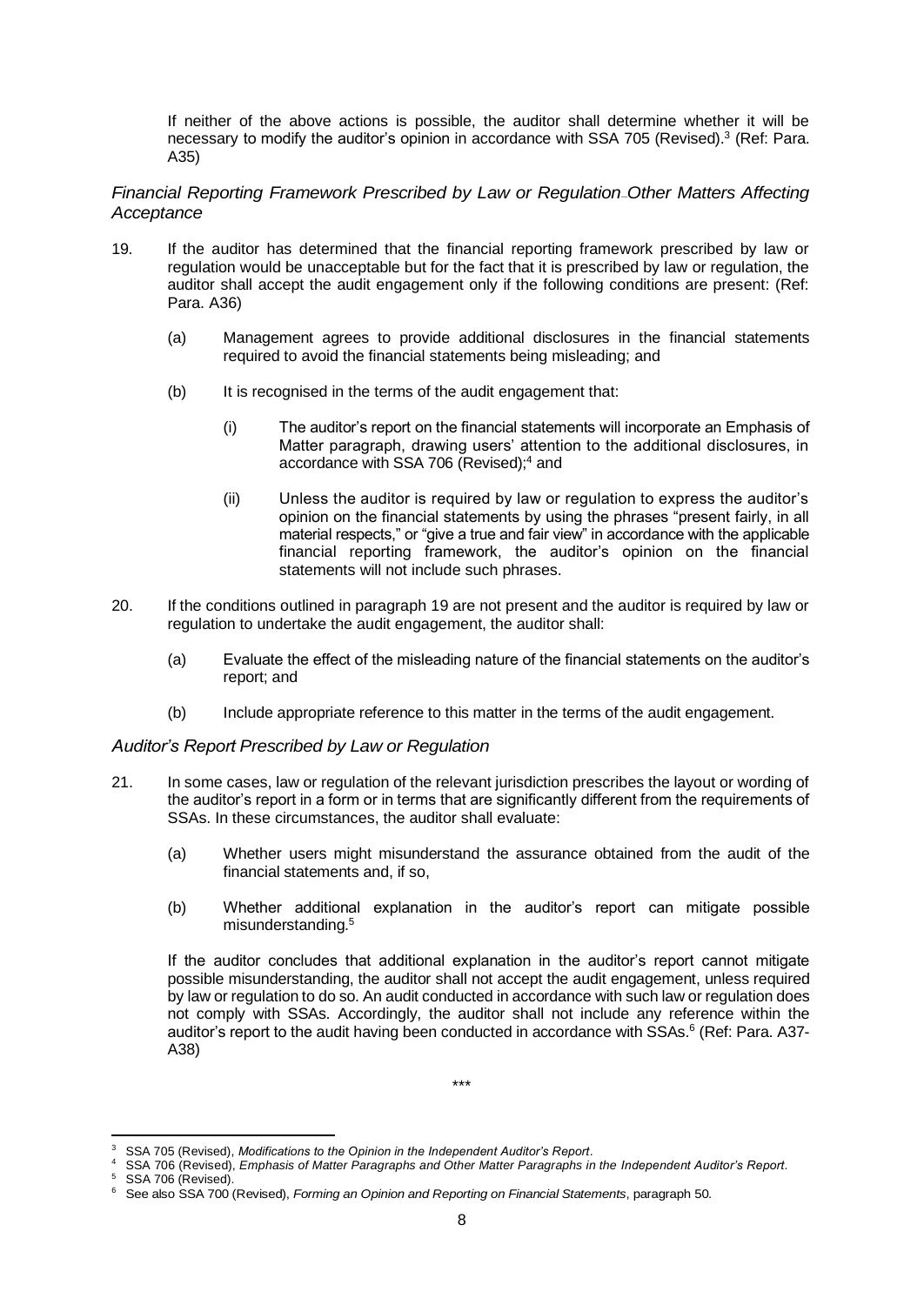If neither of the above actions is possible, the auditor shall determine whether it will be necessary to modify the auditor's opinion in accordance with SSA 705 (Revised).[3] (Ref: Para. A35)

### *Financial Reporting Framework Prescribed by Law or Regulation–Other Matters Affecting Acceptance*

19. If the auditor has determined that the financial reporting framework prescribed by law or regulation would be unacceptable but for the fact that it is prescribed by law or regulation, the auditor shall accept the audit engagement only if the following conditions are present: (Ref: Para. A36)

    (a) Management agrees to provide additional disclosures in the financial statements required to avoid the financial statements being misleading; and

    (b) It is recognised in the terms of the audit engagement that:

        (i) The auditor's report on the financial statements will incorporate an Emphasis of Matter paragraph, drawing users' attention to the additional disclosures, in accordance with SSA 706 (Revised);[4] and

        (ii) Unless the auditor is required by law or regulation to express the auditor's opinion on the financial statements by using the phrases "present fairly, in all material respects," or "give a true and fair view" in accordance with the applicable financial reporting framework, the auditor's opinion on the financial statements will not include such phrases.

20. If the conditions outlined in paragraph 19 are not present and the auditor is required by law or regulation to undertake the audit engagement, the auditor shall:

    (a) Evaluate the effect of the misleading nature of the financial statements on the auditor's report; and

    (b) Include appropriate reference to this matter in the terms of the audit engagement.

### *Auditor's Report Prescribed by Law or Regulation*

21. In some cases, law or regulation of the relevant jurisdiction prescribes the layout or wording of the auditor's report in a form or in terms that are significantly different from the requirements of SSAs. In these circumstances, the auditor shall evaluate:

    (a) Whether users might misunderstand the assurance obtained from the audit of the financial statements and, if so,

    (b) Whether additional explanation in the auditor's report can mitigate possible misunderstanding.[5]

    If the auditor concludes that additional explanation in the auditor's report cannot mitigate possible misunderstanding, the auditor shall not accept the audit engagement, unless required by law or regulation to do so. An audit conducted in accordance with such law or regulation does not comply with SSAs. Accordingly, the auditor shall not include any reference within the auditor's report to the audit having been conducted in accordance with SSAs.[6] (Ref: Para. A37-A38)

\*\*\*

---

[3] SSA 705 (Revised), *Modifications to the Opinion in the Independent Auditor's Report*.

[4] SSA 706 (Revised), *Emphasis of Matter Paragraphs and Other Matter Paragraphs in the Independent Auditor's Report*.

[5] SSA 706 (Revised).

[6] See also SSA 700 (Revised), *Forming an Opinion and Reporting on Financial Statements*, paragraph 50.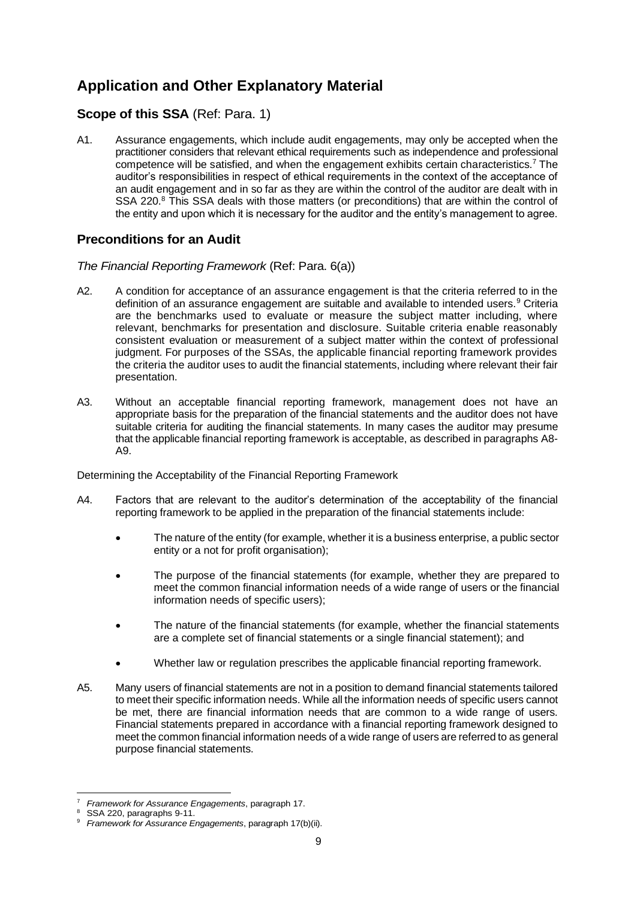# Application and Other Explanatory Material

## Scope of this SSA (Ref: Para. 1)

A1. Assurance engagements, which include audit engagements, may only be accepted when the practitioner considers that relevant ethical requirements such as independence and professional competence will be satisfied, and when the engagement exhibits certain characteristics.[7] The auditor's responsibilities in respect of ethical requirements in the context of the acceptance of an audit engagement and in so far as they are within the control of the auditor are dealt with in SSA 220.[8] This SSA deals with those matters (or preconditions) that are within the control of the entity and upon which it is necessary for the auditor and the entity's management to agree.

## Preconditions for an Audit

*The Financial Reporting Framework* (Ref: Para. 6(a))

A2. A condition for acceptance of an assurance engagement is that the criteria referred to in the definition of an assurance engagement are suitable and available to intended users.[9] Criteria are the benchmarks used to evaluate or measure the subject matter including, where relevant, benchmarks for presentation and disclosure. Suitable criteria enable reasonably consistent evaluation or measurement of a subject matter within the context of professional judgment. For purposes of the SSAs, the applicable financial reporting framework provides the criteria the auditor uses to audit the financial statements, including where relevant their fair presentation.

A3. Without an acceptable financial reporting framework, management does not have an appropriate basis for the preparation of the financial statements and the auditor does not have suitable criteria for auditing the financial statements. In many cases the auditor may presume that the applicable financial reporting framework is acceptable, as described in paragraphs A8-A9.

Determining the Acceptability of the Financial Reporting Framework

A4. Factors that are relevant to the auditor's determination of the acceptability of the financial reporting framework to be applied in the preparation of the financial statements include:

- The nature of the entity (for example, whether it is a business enterprise, a public sector entity or a not for profit organisation);
- The purpose of the financial statements (for example, whether they are prepared to meet the common financial information needs of a wide range of users or the financial information needs of specific users);
- The nature of the financial statements (for example, whether the financial statements are a complete set of financial statements or a single financial statement); and
- Whether law or regulation prescribes the applicable financial reporting framework.

A5. Many users of financial statements are not in a position to demand financial statements tailored to meet their specific information needs. While all the information needs of specific users cannot be met, there are financial information needs that are common to a wide range of users. Financial statements prepared in accordance with a financial reporting framework designed to meet the common financial information needs of a wide range of users are referred to as general purpose financial statements.

---

[7] *Framework for Assurance Engagements*, paragraph 17.

[8] SSA 220, paragraphs 9-11.

[9] *Framework for Assurance Engagements*, paragraph 17(b)(ii).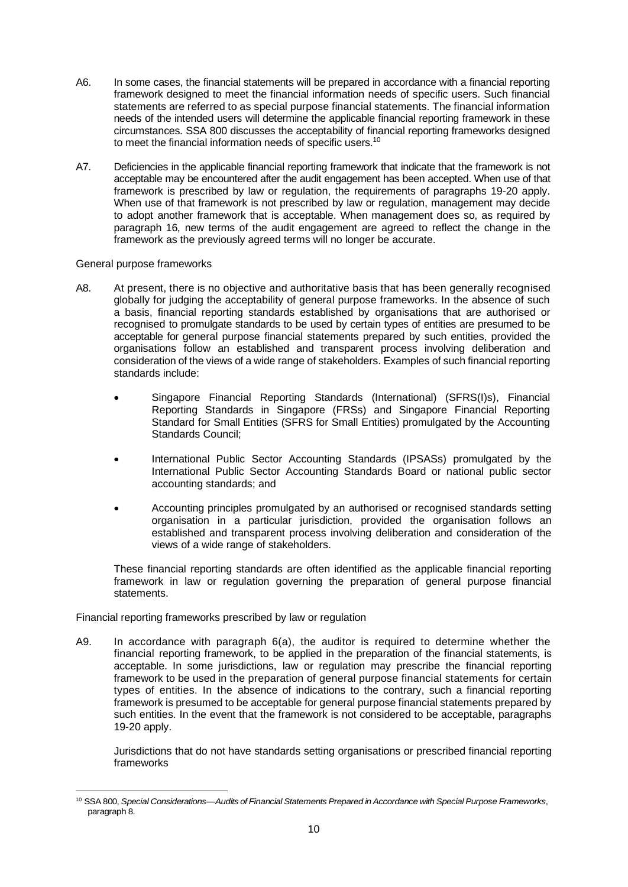A6. In some cases, the financial statements will be prepared in accordance with a financial reporting framework designed to meet the financial information needs of specific users. Such financial statements are referred to as special purpose financial statements. The financial information needs of the intended users will determine the applicable financial reporting framework in these circumstances. SSA 800 discusses the acceptability of financial reporting frameworks designed to meet the financial information needs of specific users.[10]

A7. Deficiencies in the applicable financial reporting framework that indicate that the framework is not acceptable may be encountered after the audit engagement has been accepted. When use of that framework is prescribed by law or regulation, the requirements of paragraphs 19-20 apply. When use of that framework is not prescribed by law or regulation, management may decide to adopt another framework that is acceptable. When management does so, as required by paragraph 16, new terms of the audit engagement are agreed to reflect the change in the framework as the previously agreed terms will no longer be accurate.

General purpose frameworks

A8. At present, there is no objective and authoritative basis that has been generally recognised globally for judging the acceptability of general purpose frameworks. In the absence of such a basis, financial reporting standards established by organisations that are authorised or recognised to promulgate standards to be used by certain types of entities are presumed to be acceptable for general purpose financial statements prepared by such entities, provided the organisations follow an established and transparent process involving deliberation and consideration of the views of a wide range of stakeholders. Examples of such financial reporting standards include:

- Singapore Financial Reporting Standards (International) (SFRS(I)s), Financial Reporting Standards in Singapore (FRSs) and Singapore Financial Reporting Standard for Small Entities (SFRS for Small Entities) promulgated by the Accounting Standards Council;
- International Public Sector Accounting Standards (IPSASs) promulgated by the International Public Sector Accounting Standards Board or national public sector accounting standards; and
- Accounting principles promulgated by an authorised or recognised standards setting organisation in a particular jurisdiction, provided the organisation follows an established and transparent process involving deliberation and consideration of the views of a wide range of stakeholders.

These financial reporting standards are often identified as the applicable financial reporting framework in law or regulation governing the preparation of general purpose financial statements.

Financial reporting frameworks prescribed by law or regulation

A9. In accordance with paragraph 6(a), the auditor is required to determine whether the financial reporting framework, to be applied in the preparation of the financial statements, is acceptable. In some jurisdictions, law or regulation may prescribe the financial reporting framework to be used in the preparation of general purpose financial statements for certain types of entities. In the absence of indications to the contrary, such a financial reporting framework is presumed to be acceptable for general purpose financial statements prepared by such entities. In the event that the framework is not considered to be acceptable, paragraphs 19-20 apply.

Jurisdictions that do not have standards setting organisations or prescribed financial reporting frameworks

[10] SSA 800, *Special Considerations—Audits of Financial Statements Prepared in Accordance with Special Purpose Frameworks*, paragraph 8.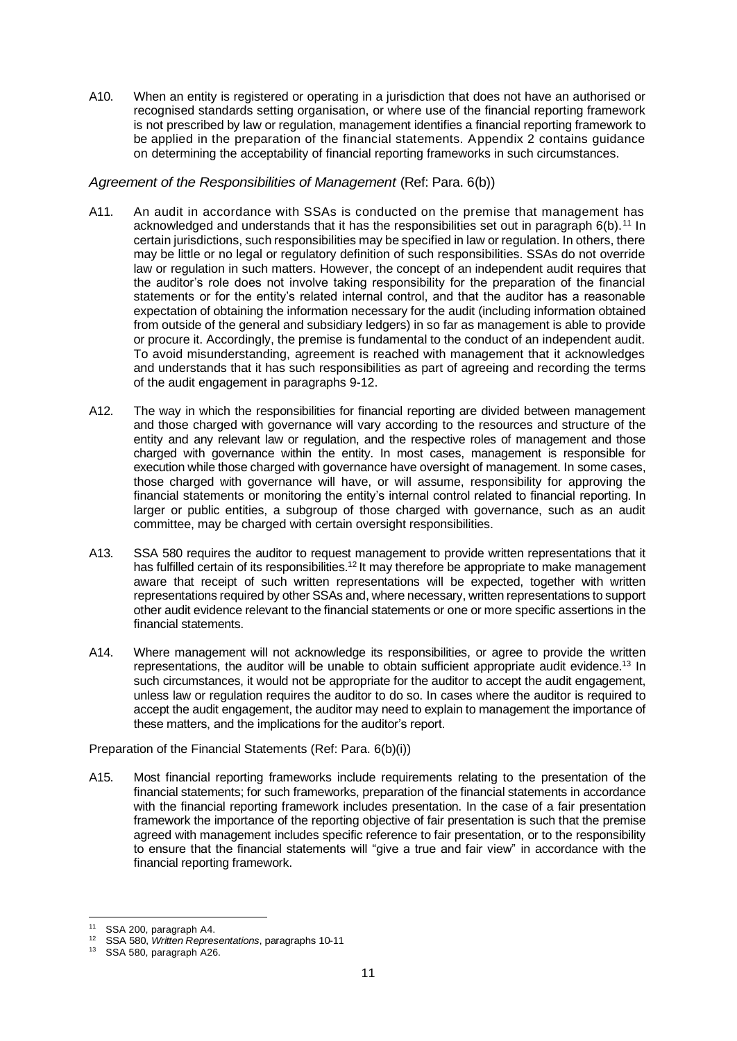A10. When an entity is registered or operating in a jurisdiction that does not have an authorised or recognised standards setting organisation, or where use of the financial reporting framework is not prescribed by law or regulation, management identifies a financial reporting framework to be applied in the preparation of the financial statements. Appendix 2 contains guidance on determining the acceptability of financial reporting frameworks in such circumstances.

*Agreement of the Responsibilities of Management* (Ref: Para. 6(b))

A11. An audit in accordance with SSAs is conducted on the premise that management has acknowledged and understands that it has the responsibilities set out in paragraph 6(b).[11] In certain jurisdictions, such responsibilities may be specified in law or regulation. In others, there may be little or no legal or regulatory definition of such responsibilities. SSAs do not override law or regulation in such matters. However, the concept of an independent audit requires that the auditor's role does not involve taking responsibility for the preparation of the financial statements or for the entity's related internal control, and that the auditor has a reasonable expectation of obtaining the information necessary for the audit (including information obtained from outside of the general and subsidiary ledgers) in so far as management is able to provide or procure it. Accordingly, the premise is fundamental to the conduct of an independent audit. To avoid misunderstanding, agreement is reached with management that it acknowledges and understands that it has such responsibilities as part of agreeing and recording the terms of the audit engagement in paragraphs 9-12.

A12. The way in which the responsibilities for financial reporting are divided between management and those charged with governance will vary according to the resources and structure of the entity and any relevant law or regulation, and the respective roles of management and those charged with governance within the entity. In most cases, management is responsible for execution while those charged with governance have oversight of management. In some cases, those charged with governance will have, or will assume, responsibility for approving the financial statements or monitoring the entity's internal control related to financial reporting. In larger or public entities, a subgroup of those charged with governance, such as an audit committee, may be charged with certain oversight responsibilities.

A13. SSA 580 requires the auditor to request management to provide written representations that it has fulfilled certain of its responsibilities.[12] It may therefore be appropriate to make management aware that receipt of such written representations will be expected, together with written representations required by other SSAs and, where necessary, written representations to support other audit evidence relevant to the financial statements or one or more specific assertions in the financial statements.

A14. Where management will not acknowledge its responsibilities, or agree to provide the written representations, the auditor will be unable to obtain sufficient appropriate audit evidence.[13] In such circumstances, it would not be appropriate for the auditor to accept the audit engagement, unless law or regulation requires the auditor to do so. In cases where the auditor is required to accept the audit engagement, the auditor may need to explain to management the importance of these matters, and the implications for the auditor's report.

Preparation of the Financial Statements (Ref: Para. 6(b)(i))

A15. Most financial reporting frameworks include requirements relating to the presentation of the financial statements; for such frameworks, preparation of the financial statements in accordance with the financial reporting framework includes presentation. In the case of a fair presentation framework the importance of the reporting objective of fair presentation is such that the premise agreed with management includes specific reference to fair presentation, or to the responsibility to ensure that the financial statements will "give a true and fair view" in accordance with the financial reporting framework.

---

[11] SSA 200, paragraph A4.

[12] SSA 580, *Written Representations*, paragraphs 10-11

[13] SSA 580, paragraph A26.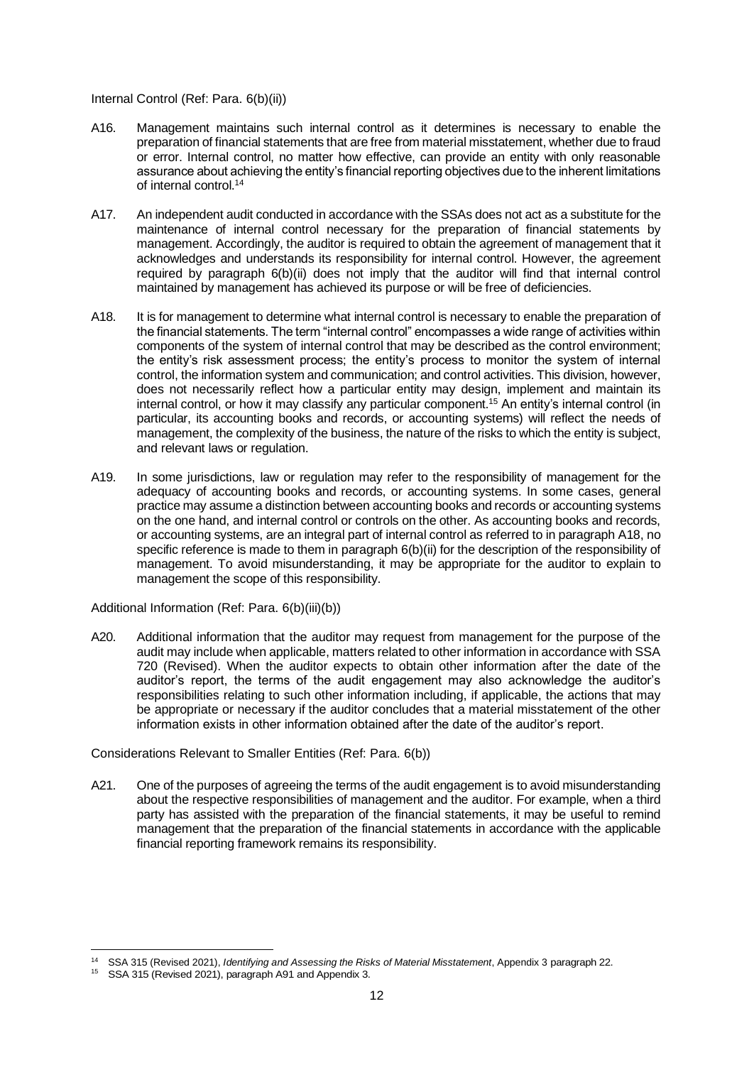Internal Control (Ref: Para. 6(b)(ii))

A16. Management maintains such internal control as it determines is necessary to enable the preparation of financial statements that are free from material misstatement, whether due to fraud or error. Internal control, no matter how effective, can provide an entity with only reasonable assurance about achieving the entity's financial reporting objectives due to the inherent limitations of internal control.[14]

A17. An independent audit conducted in accordance with the SSAs does not act as a substitute for the maintenance of internal control necessary for the preparation of financial statements by management. Accordingly, the auditor is required to obtain the agreement of management that it acknowledges and understands its responsibility for internal control. However, the agreement required by paragraph 6(b)(ii) does not imply that the auditor will find that internal control maintained by management has achieved its purpose or will be free of deficiencies.

A18. It is for management to determine what internal control is necessary to enable the preparation of the financial statements. The term "internal control" encompasses a wide range of activities within components of the system of internal control that may be described as the control environment; the entity's risk assessment process; the entity's process to monitor the system of internal control, the information system and communication; and control activities. This division, however, does not necessarily reflect how a particular entity may design, implement and maintain its internal control, or how it may classify any particular component.[15] An entity's internal control (in particular, its accounting books and records, or accounting systems) will reflect the needs of management, the complexity of the business, the nature of the risks to which the entity is subject, and relevant laws or regulation.

A19. In some jurisdictions, law or regulation may refer to the responsibility of management for the adequacy of accounting books and records, or accounting systems. In some cases, general practice may assume a distinction between accounting books and records or accounting systems on the one hand, and internal control or controls on the other. As accounting books and records, or accounting systems, are an integral part of internal control as referred to in paragraph A18, no specific reference is made to them in paragraph 6(b)(ii) for the description of the responsibility of management. To avoid misunderstanding, it may be appropriate for the auditor to explain to management the scope of this responsibility.

Additional Information (Ref: Para. 6(b)(iii)(b))

A20. Additional information that the auditor may request from management for the purpose of the audit may include when applicable, matters related to other information in accordance with SSA 720 (Revised). When the auditor expects to obtain other information after the date of the auditor's report, the terms of the audit engagement may also acknowledge the auditor's responsibilities relating to such other information including, if applicable, the actions that may be appropriate or necessary if the auditor concludes that a material misstatement of the other information exists in other information obtained after the date of the auditor's report.

Considerations Relevant to Smaller Entities (Ref: Para. 6(b))

A21. One of the purposes of agreeing the terms of the audit engagement is to avoid misunderstanding about the respective responsibilities of management and the auditor. For example, when a third party has assisted with the preparation of the financial statements, it may be useful to remind management that the preparation of the financial statements in accordance with the applicable financial reporting framework remains its responsibility.

---

[14] SSA 315 (Revised 2021), *Identifying and Assessing the Risks of Material Misstatement*, Appendix 3 paragraph 22.

[15] SSA 315 (Revised 2021), paragraph A91 and Appendix 3.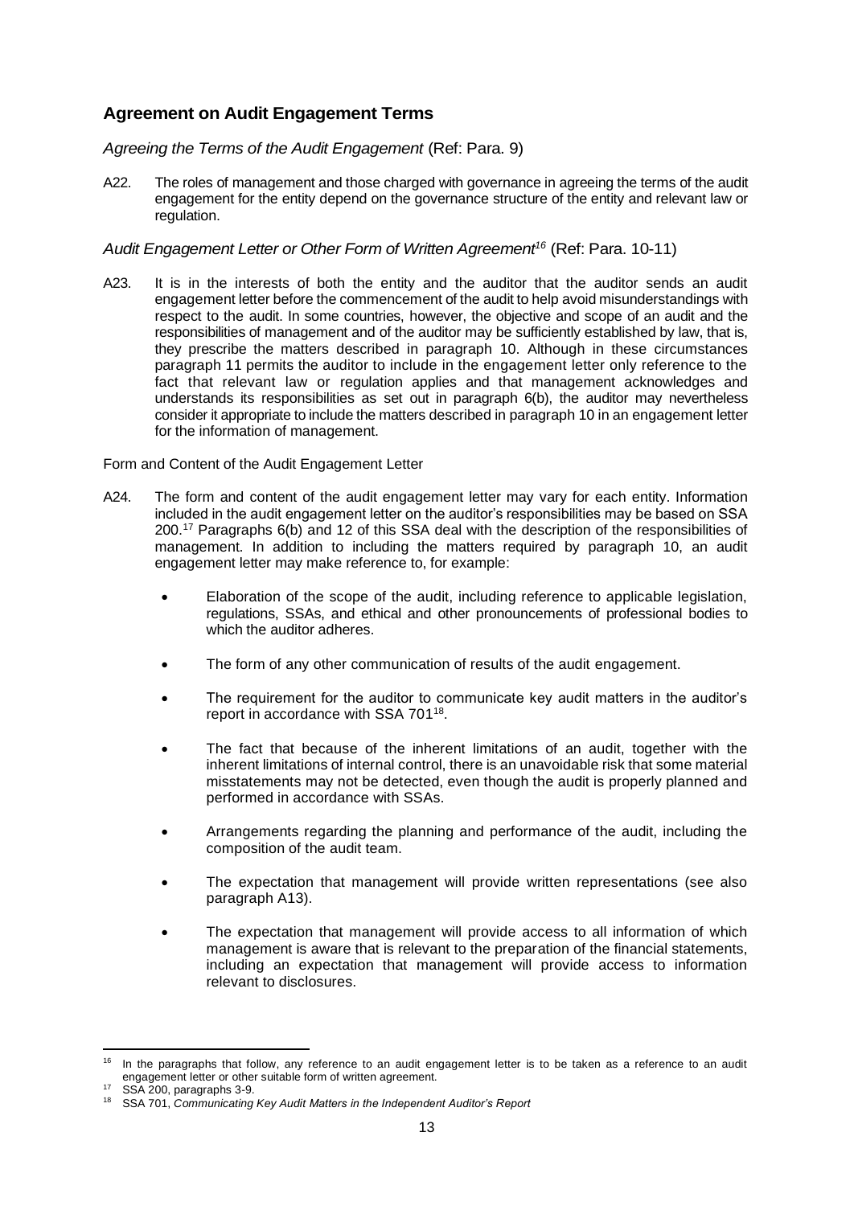## Agreement on Audit Engagement Terms

*Agreeing the Terms of the Audit Engagement* (Ref: Para. 9)

A22. The roles of management and those charged with governance in agreeing the terms of the audit engagement for the entity depend on the governance structure of the entity and relevant law or regulation.

*Audit Engagement Letter or Other Form of Written Agreement*[16] (Ref: Para. 10-11)

A23. It is in the interests of both the entity and the auditor that the auditor sends an audit engagement letter before the commencement of the audit to help avoid misunderstandings with respect to the audit. In some countries, however, the objective and scope of an audit and the responsibilities of management and of the auditor may be sufficiently established by law, that is, they prescribe the matters described in paragraph 10. Although in these circumstances paragraph 11 permits the auditor to include in the engagement letter only reference to the fact that relevant law or regulation applies and that management acknowledges and understands its responsibilities as set out in paragraph 6(b), the auditor may nevertheless consider it appropriate to include the matters described in paragraph 10 in an engagement letter for the information of management.

Form and Content of the Audit Engagement Letter

A24. The form and content of the audit engagement letter may vary for each entity. Information included in the audit engagement letter on the auditor's responsibilities may be based on SSA 200.[17] Paragraphs 6(b) and 12 of this SSA deal with the description of the responsibilities of management. In addition to including the matters required by paragraph 10, an audit engagement letter may make reference to, for example:

- Elaboration of the scope of the audit, including reference to applicable legislation, regulations, SSAs, and ethical and other pronouncements of professional bodies to which the auditor adheres.
- The form of any other communication of results of the audit engagement.
- The requirement for the auditor to communicate key audit matters in the auditor's report in accordance with SSA 701[18].
- The fact that because of the inherent limitations of an audit, together with the inherent limitations of internal control, there is an unavoidable risk that some material misstatements may not be detected, even though the audit is properly planned and performed in accordance with SSAs.
- Arrangements regarding the planning and performance of the audit, including the composition of the audit team.
- The expectation that management will provide written representations (see also paragraph A13).
- The expectation that management will provide access to all information of which management is aware that is relevant to the preparation of the financial statements, including an expectation that management will provide access to information relevant to disclosures.

---

[16] In the paragraphs that follow, any reference to an audit engagement letter is to be taken as a reference to an audit engagement letter or other suitable form of written agreement.

[17] SSA 200, paragraphs 3-9.

[18] SSA 701, *Communicating Key Audit Matters in the Independent Auditor's Report*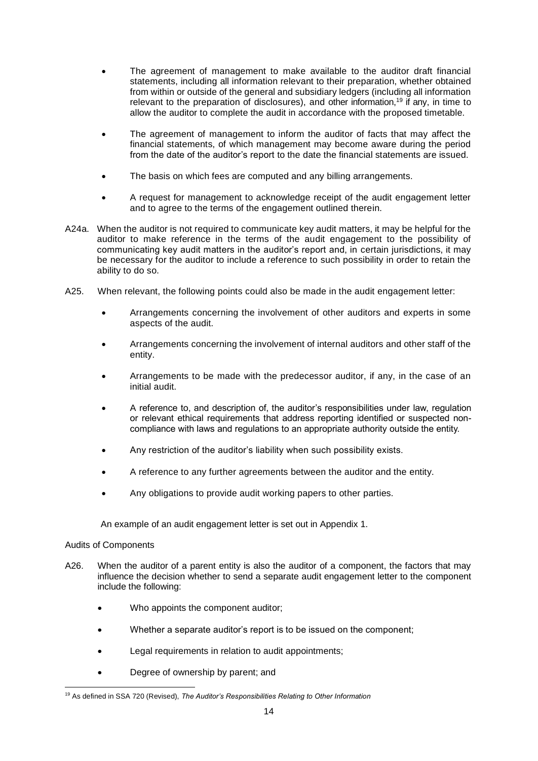- The agreement of management to make available to the auditor draft financial statements, including all information relevant to their preparation, whether obtained from within or outside of the general and subsidiary ledgers (including all information relevant to the preparation of disclosures), and other information,[19] if any, in time to allow the auditor to complete the audit in accordance with the proposed timetable.

- The agreement of management to inform the auditor of facts that may affect the financial statements, of which management may become aware during the period from the date of the auditor's report to the date the financial statements are issued.

- The basis on which fees are computed and any billing arrangements.

- A request for management to acknowledge receipt of the audit engagement letter and to agree to the terms of the engagement outlined therein.

A24a. When the auditor is not required to communicate key audit matters, it may be helpful for the auditor to make reference in the terms of the audit engagement to the possibility of communicating key audit matters in the auditor's report and, in certain jurisdictions, it may be necessary for the auditor to include a reference to such possibility in order to retain the ability to do so.

A25. When relevant, the following points could also be made in the audit engagement letter:

- Arrangements concerning the involvement of other auditors and experts in some aspects of the audit.

- Arrangements concerning the involvement of internal auditors and other staff of the entity.

- Arrangements to be made with the predecessor auditor, if any, in the case of an initial audit.

- A reference to, and description of, the auditor's responsibilities under law, regulation or relevant ethical requirements that address reporting identified or suspected non-compliance with laws and regulations to an appropriate authority outside the entity.

- Any restriction of the auditor's liability when such possibility exists.

- A reference to any further agreements between the auditor and the entity.

- Any obligations to provide audit working papers to other parties.

An example of an audit engagement letter is set out in Appendix 1.

Audits of Components

A26. When the auditor of a parent entity is also the auditor of a component, the factors that may influence the decision whether to send a separate audit engagement letter to the component include the following:

- Who appoints the component auditor;

- Whether a separate auditor's report is to be issued on the component;

- Legal requirements in relation to audit appointments;

- Degree of ownership by parent; and

[19] As defined in SSA 720 (Revised), *The Auditor's Responsibilities Relating to Other Information*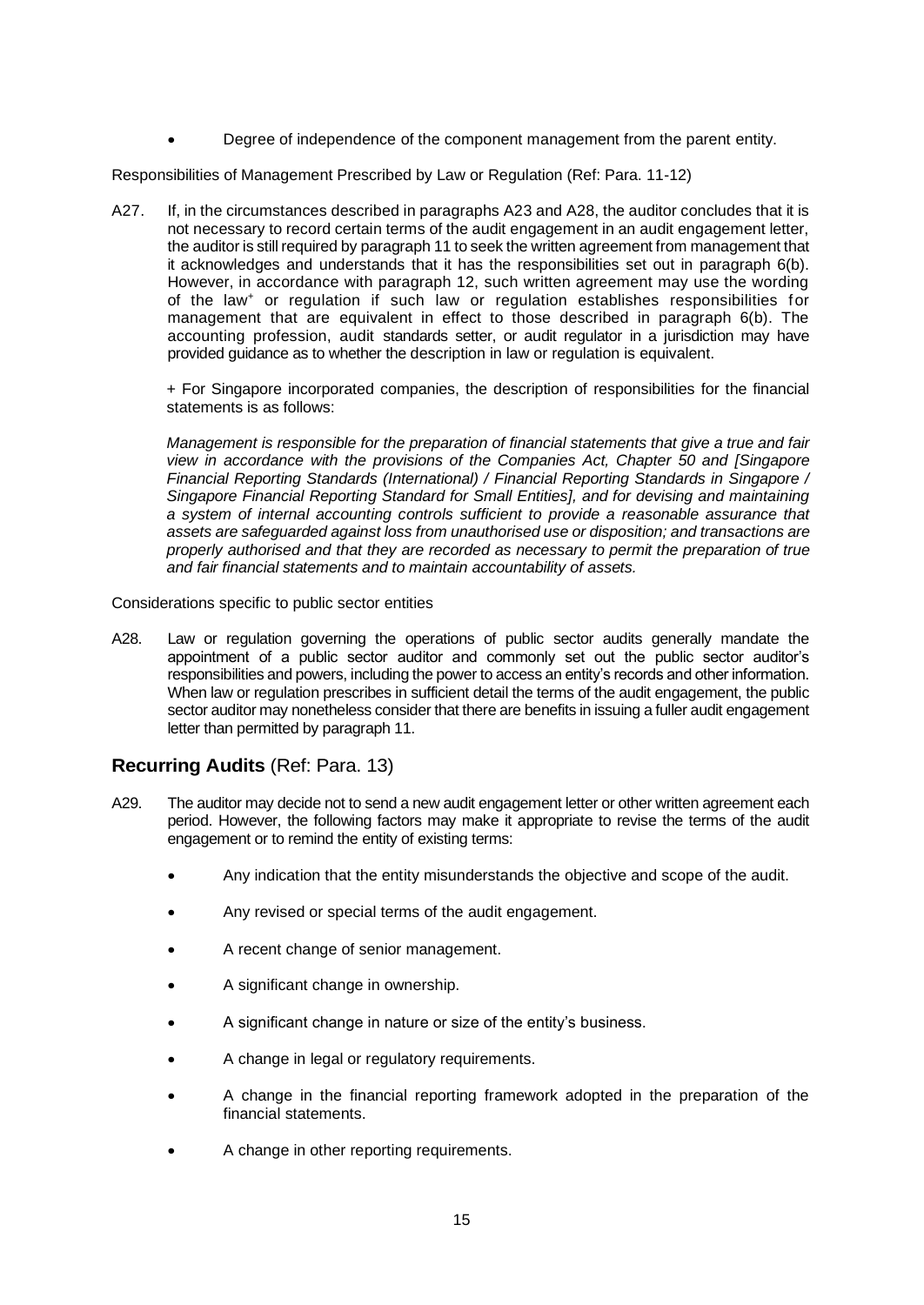- Degree of independence of the component management from the parent entity.

Responsibilities of Management Prescribed by Law or Regulation (Ref: Para. 11-12)

A27. If, in the circumstances described in paragraphs A23 and A28, the auditor concludes that it is not necessary to record certain terms of the audit engagement in an audit engagement letter, the auditor is still required by paragraph 11 to seek the written agreement from management that it acknowledges and understands that it has the responsibilities set out in paragraph 6(b). However, in accordance with paragraph 12, such written agreement may use the wording of the law[+] or regulation if such law or regulation establishes responsibilities for management that are equivalent in effect to those described in paragraph 6(b). The accounting profession, audit standards setter, or audit regulator in a jurisdiction may have provided guidance as to whether the description in law or regulation is equivalent.

+ For Singapore incorporated companies, the description of responsibilities for the financial statements is as follows:

*Management is responsible for the preparation of financial statements that give a true and fair view in accordance with the provisions of the Companies Act, Chapter 50 and [Singapore Financial Reporting Standards (International) / Financial Reporting Standards in Singapore / Singapore Financial Reporting Standard for Small Entities], and for devising and maintaining a system of internal accounting controls sufficient to provide a reasonable assurance that assets are safeguarded against loss from unauthorised use or disposition; and transactions are properly authorised and that they are recorded as necessary to permit the preparation of true and fair financial statements and to maintain accountability of assets.*

Considerations specific to public sector entities

A28. Law or regulation governing the operations of public sector audits generally mandate the appointment of a public sector auditor and commonly set out the public sector auditor's responsibilities and powers, including the power to access an entity's records and other information. When law or regulation prescribes in sufficient detail the terms of the audit engagement, the public sector auditor may nonetheless consider that there are benefits in issuing a fuller audit engagement letter than permitted by paragraph 11.

## Recurring Audits (Ref: Para. 13)

A29. The auditor may decide not to send a new audit engagement letter or other written agreement each period. However, the following factors may make it appropriate to revise the terms of the audit engagement or to remind the entity of existing terms:

- Any indication that the entity misunderstands the objective and scope of the audit.
- Any revised or special terms of the audit engagement.
- A recent change of senior management.
- A significant change in ownership.
- A significant change in nature or size of the entity's business.
- A change in legal or regulatory requirements.
- A change in the financial reporting framework adopted in the preparation of the financial statements.
- A change in other reporting requirements.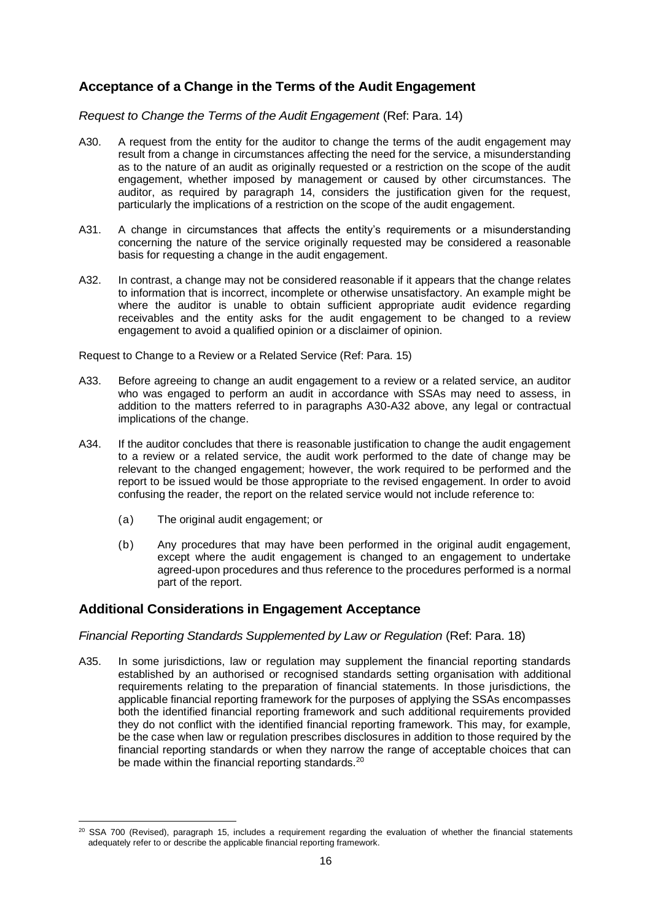## Acceptance of a Change in the Terms of the Audit Engagement

*Request to Change the Terms of the Audit Engagement* (Ref: Para. 14)

A30. A request from the entity for the auditor to change the terms of the audit engagement may result from a change in circumstances affecting the need for the service, a misunderstanding as to the nature of an audit as originally requested or a restriction on the scope of the audit engagement, whether imposed by management or caused by other circumstances. The auditor, as required by paragraph 14, considers the justification given for the request, particularly the implications of a restriction on the scope of the audit engagement.

A31. A change in circumstances that affects the entity's requirements or a misunderstanding concerning the nature of the service originally requested may be considered a reasonable basis for requesting a change in the audit engagement.

A32. In contrast, a change may not be considered reasonable if it appears that the change relates to information that is incorrect, incomplete or otherwise unsatisfactory. An example might be where the auditor is unable to obtain sufficient appropriate audit evidence regarding receivables and the entity asks for the audit engagement to be changed to a review engagement to avoid a qualified opinion or a disclaimer of opinion.

Request to Change to a Review or a Related Service (Ref: Para. 15)

A33. Before agreeing to change an audit engagement to a review or a related service, an auditor who was engaged to perform an audit in accordance with SSAs may need to assess, in addition to the matters referred to in paragraphs A30-A32 above, any legal or contractual implications of the change.

A34. If the auditor concludes that there is reasonable justification to change the audit engagement to a review or a related service, the audit work performed to the date of change may be relevant to the changed engagement; however, the work required to be performed and the report to be issued would be those appropriate to the revised engagement. In order to avoid confusing the reader, the report on the related service would not include reference to:

(a) The original audit engagement; or

(b) Any procedures that may have been performed in the original audit engagement, except where the audit engagement is changed to an engagement to undertake agreed-upon procedures and thus reference to the procedures performed is a normal part of the report.

## Additional Considerations in Engagement Acceptance

*Financial Reporting Standards Supplemented by Law or Regulation* (Ref: Para. 18)

A35. In some jurisdictions, law or regulation may supplement the financial reporting standards established by an authorised or recognised standards setting organisation with additional requirements relating to the preparation of financial statements. In those jurisdictions, the applicable financial reporting framework for the purposes of applying the SSAs encompasses both the identified financial reporting framework and such additional requirements provided they do not conflict with the identified financial reporting framework. This may, for example, be the case when law or regulation prescribes disclosures in addition to those required by the financial reporting standards or when they narrow the range of acceptable choices that can be made within the financial reporting standards.[20]

[20] SSA 700 (Revised), paragraph 15, includes a requirement regarding the evaluation of whether the financial statements adequately refer to or describe the applicable financial reporting framework.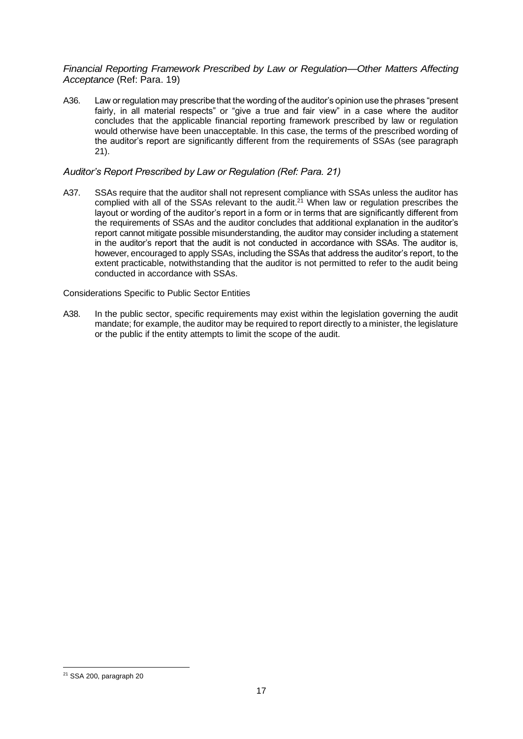*Financial Reporting Framework Prescribed by Law or Regulation—Other Matters Affecting Acceptance* (Ref: Para. 19)

A36. Law or regulation may prescribe that the wording of the auditor's opinion use the phrases "present fairly, in all material respects" or "give a true and fair view" in a case where the auditor concludes that the applicable financial reporting framework prescribed by law or regulation would otherwise have been unacceptable. In this case, the terms of the prescribed wording of the auditor's report are significantly different from the requirements of SSAs (see paragraph 21).

*Auditor's Report Prescribed by Law or Regulation (Ref: Para. 21)*

A37. SSAs require that the auditor shall not represent compliance with SSAs unless the auditor has complied with all of the SSAs relevant to the audit.[21] When law or regulation prescribes the layout or wording of the auditor's report in a form or in terms that are significantly different from the requirements of SSAs and the auditor concludes that additional explanation in the auditor's report cannot mitigate possible misunderstanding, the auditor may consider including a statement in the auditor's report that the audit is not conducted in accordance with SSAs. The auditor is, however, encouraged to apply SSAs, including the SSAs that address the auditor's report, to the extent practicable, notwithstanding that the auditor is not permitted to refer to the audit being conducted in accordance with SSAs.

Considerations Specific to Public Sector Entities

A38. In the public sector, specific requirements may exist within the legislation governing the audit mandate; for example, the auditor may be required to report directly to a minister, the legislature or the public if the entity attempts to limit the scope of the audit.

[21] SSA 200, paragraph 20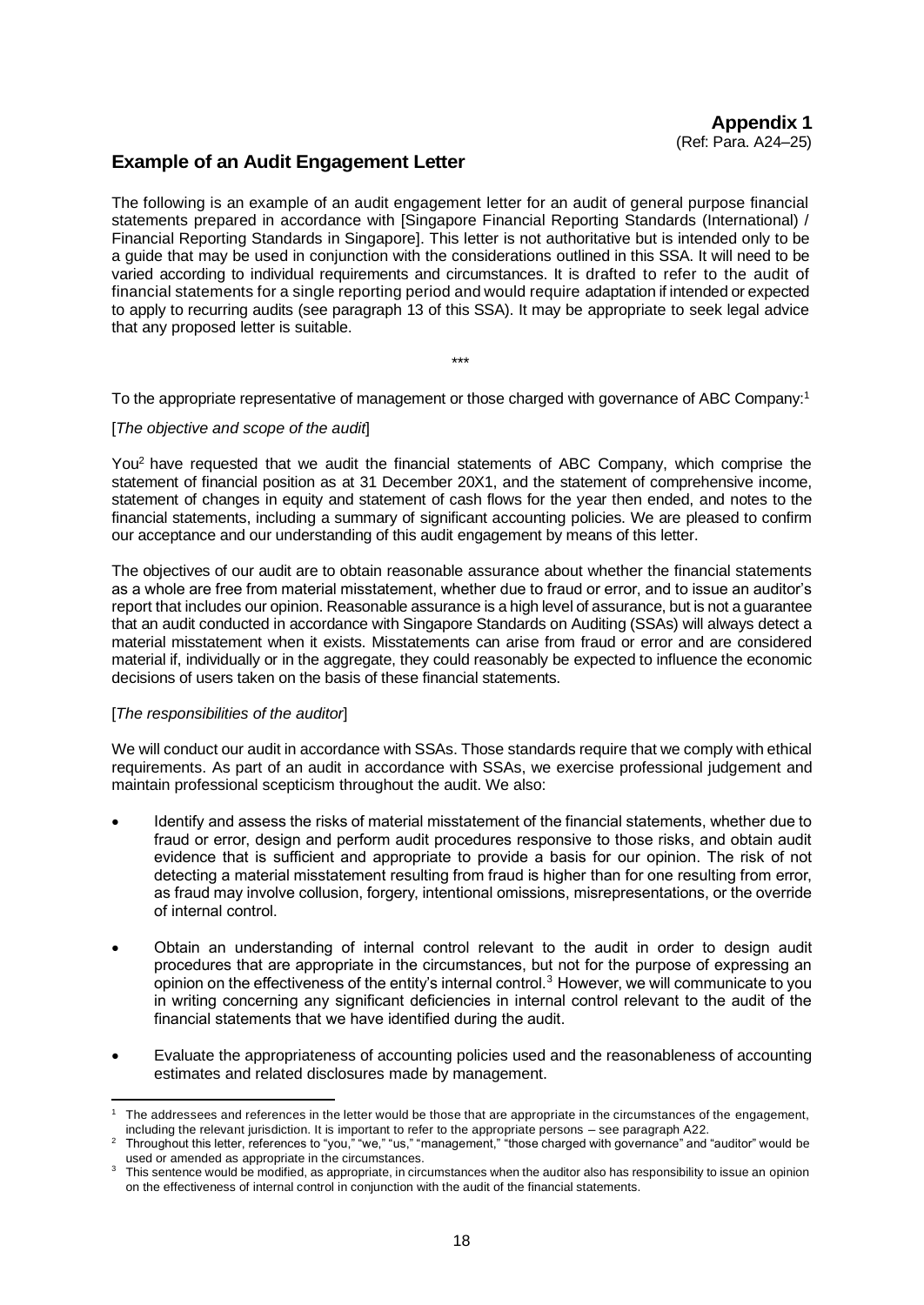## Appendix 1

(Ref: Para. A24–25)

### Example of an Audit Engagement Letter

The following is an example of an audit engagement letter for an audit of general purpose financial statements prepared in accordance with [Singapore Financial Reporting Standards (International) / Financial Reporting Standards in Singapore]. This letter is not authoritative but is intended only to be a guide that may be used in conjunction with the considerations outlined in this SSA. It will need to be varied according to individual requirements and circumstances. It is drafted to refer to the audit of financial statements for a single reporting period and would require adaptation if intended or expected to apply to recurring audits (see paragraph 13 of this SSA). It may be appropriate to seek legal advice that any proposed letter is suitable.

\*\*\*

To the appropriate representative of management or those charged with governance of ABC Company:[1]

[*The objective and scope of the audit*]

You[2] have requested that we audit the financial statements of ABC Company, which comprise the statement of financial position as at 31 December 20X1, and the statement of comprehensive income, statement of changes in equity and statement of cash flows for the year then ended, and notes to the financial statements, including a summary of significant accounting policies. We are pleased to confirm our acceptance and our understanding of this audit engagement by means of this letter.

The objectives of our audit are to obtain reasonable assurance about whether the financial statements as a whole are free from material misstatement, whether due to fraud or error, and to issue an auditor's report that includes our opinion. Reasonable assurance is a high level of assurance, but is not a guarantee that an audit conducted in accordance with Singapore Standards on Auditing (SSAs) will always detect a material misstatement when it exists. Misstatements can arise from fraud or error and are considered material if, individually or in the aggregate, they could reasonably be expected to influence the economic decisions of users taken on the basis of these financial statements.

[*The responsibilities of the auditor*]

We will conduct our audit in accordance with SSAs. Those standards require that we comply with ethical requirements. As part of an audit in accordance with SSAs, we exercise professional judgement and maintain professional scepticism throughout the audit. We also:

- Identify and assess the risks of material misstatement of the financial statements, whether due to fraud or error, design and perform audit procedures responsive to those risks, and obtain audit evidence that is sufficient and appropriate to provide a basis for our opinion. The risk of not detecting a material misstatement resulting from fraud is higher than for one resulting from error, as fraud may involve collusion, forgery, intentional omissions, misrepresentations, or the override of internal control.
- Obtain an understanding of internal control relevant to the audit in order to design audit procedures that are appropriate in the circumstances, but not for the purpose of expressing an opinion on the effectiveness of the entity's internal control.[3] However, we will communicate to you in writing concerning any significant deficiencies in internal control relevant to the audit of the financial statements that we have identified during the audit.
- Evaluate the appropriateness of accounting policies used and the reasonableness of accounting estimates and related disclosures made by management.

---

[1] The addressees and references in the letter would be those that are appropriate in the circumstances of the engagement, including the relevant jurisdiction. It is important to refer to the appropriate persons – see paragraph A22.

[2] Throughout this letter, references to "you," "we," "us," "management," "those charged with governance" and "auditor" would be used or amended as appropriate in the circumstances.

[3] This sentence would be modified, as appropriate, in circumstances when the auditor also has responsibility to issue an opinion on the effectiveness of internal control in conjunction with the audit of the financial statements.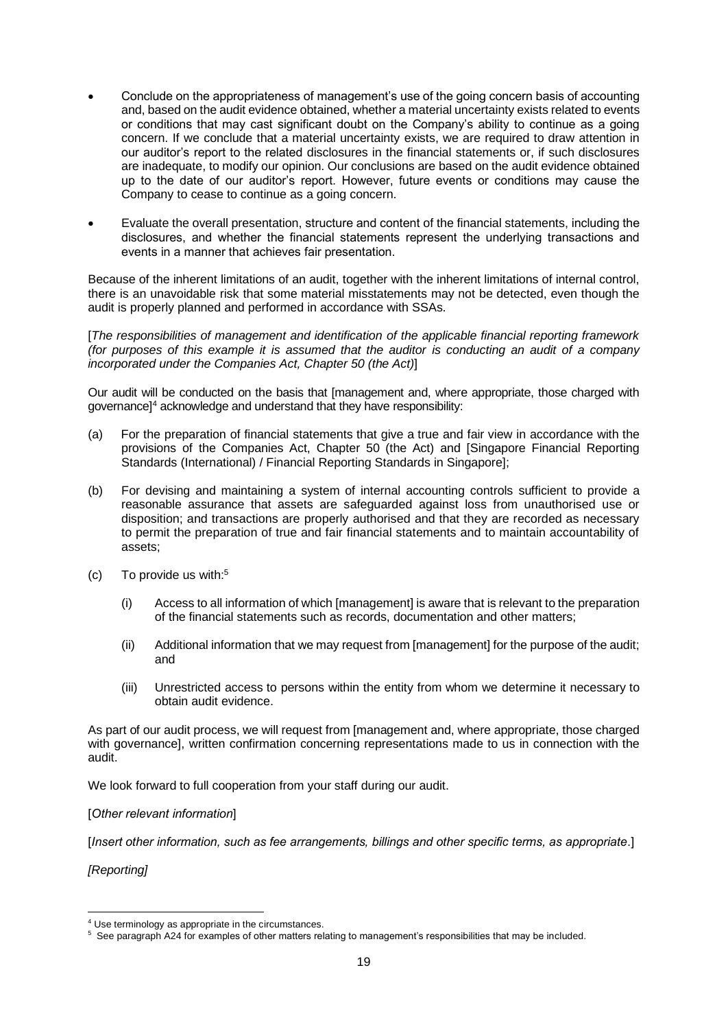- Conclude on the appropriateness of management's use of the going concern basis of accounting and, based on the audit evidence obtained, whether a material uncertainty exists related to events or conditions that may cast significant doubt on the Company's ability to continue as a going concern. If we conclude that a material uncertainty exists, we are required to draw attention in our auditor's report to the related disclosures in the financial statements or, if such disclosures are inadequate, to modify our opinion. Our conclusions are based on the audit evidence obtained up to the date of our auditor's report. However, future events or conditions may cause the Company to cease to continue as a going concern.

- Evaluate the overall presentation, structure and content of the financial statements, including the disclosures, and whether the financial statements represent the underlying transactions and events in a manner that achieves fair presentation.

Because of the inherent limitations of an audit, together with the inherent limitations of internal control, there is an unavoidable risk that some material misstatements may not be detected, even though the audit is properly planned and performed in accordance with SSAs.

[*The responsibilities of management and identification of the applicable financial reporting framework (for purposes of this example it is assumed that the auditor is conducting an audit of a company incorporated under the Companies Act, Chapter 50 (the Act)*]

Our audit will be conducted on the basis that [management and, where appropriate, those charged with governance][4] acknowledge and understand that they have responsibility:

(a) For the preparation of financial statements that give a true and fair view in accordance with the provisions of the Companies Act, Chapter 50 (the Act) and [Singapore Financial Reporting Standards (International) / Financial Reporting Standards in Singapore];

(b) For devising and maintaining a system of internal accounting controls sufficient to provide a reasonable assurance that assets are safeguarded against loss from unauthorised use or disposition; and transactions are properly authorised and that they are recorded as necessary to permit the preparation of true and fair financial statements and to maintain accountability of assets;

(c) To provide us with:[5]

    (i) Access to all information of which [management] is aware that is relevant to the preparation of the financial statements such as records, documentation and other matters;

    (ii) Additional information that we may request from [management] for the purpose of the audit; and

    (iii) Unrestricted access to persons within the entity from whom we determine it necessary to obtain audit evidence.

As part of our audit process, we will request from [management and, where appropriate, those charged with governance], written confirmation concerning representations made to us in connection with the audit.

We look forward to full cooperation from your staff during our audit.

[*Other relevant information*]

[*Insert other information, such as fee arrangements, billings and other specific terms, as appropriate*.]

*[Reporting]*

---

[4] Use terminology as appropriate in the circumstances.

[5] See paragraph A24 for examples of other matters relating to management's responsibilities that may be included.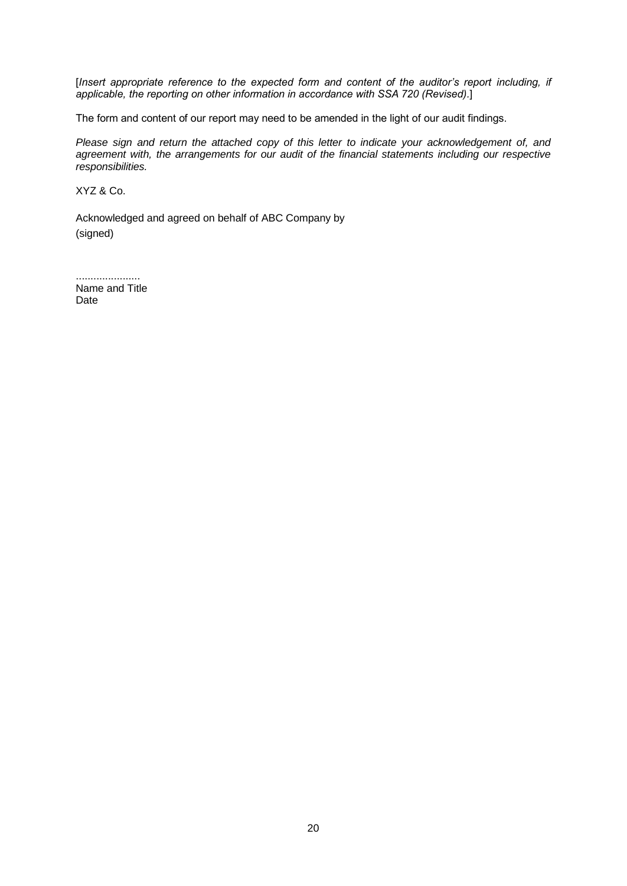[*Insert appropriate reference to the expected form and content of the auditor's report including, if applicable, the reporting on other information in accordance with SSA 720 (Revised).*]

The form and content of our report may need to be amended in the light of our audit findings.

*Please sign and return the attached copy of this letter to indicate your acknowledgement of, and agreement with, the arrangements for our audit of the financial statements including our respective responsibilities.*

XYZ & Co.

Acknowledged and agreed on behalf of ABC Company by
(signed)

......................
Name and Title
Date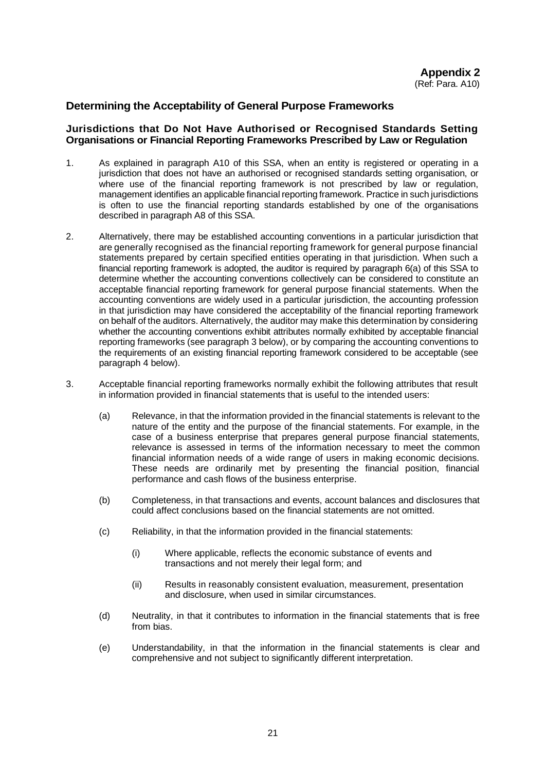**Appendix 2**
(Ref: Para. A10)

## Determining the Acceptability of General Purpose Frameworks

### Jurisdictions that Do Not Have Authorised or Recognised Standards Setting Organisations or Financial Reporting Frameworks Prescribed by Law or Regulation

1. As explained in paragraph A10 of this SSA, when an entity is registered or operating in a jurisdiction that does not have an authorised or recognised standards setting organisation, or where use of the financial reporting framework is not prescribed by law or regulation, management identifies an applicable financial reporting framework. Practice in such jurisdictions is often to use the financial reporting standards established by one of the organisations described in paragraph A8 of this SSA.

2. Alternatively, there may be established accounting conventions in a particular jurisdiction that are generally recognised as the financial reporting framework for general purpose financial statements prepared by certain specified entities operating in that jurisdiction. When such a financial reporting framework is adopted, the auditor is required by paragraph 6(a) of this SSA to determine whether the accounting conventions collectively can be considered to constitute an acceptable financial reporting framework for general purpose financial statements. When the accounting conventions are widely used in a particular jurisdiction, the accounting profession in that jurisdiction may have considered the acceptability of the financial reporting framework on behalf of the auditors. Alternatively, the auditor may make this determination by considering whether the accounting conventions exhibit attributes normally exhibited by acceptable financial reporting frameworks (see paragraph 3 below), or by comparing the accounting conventions to the requirements of an existing financial reporting framework considered to be acceptable (see paragraph 4 below).

3. Acceptable financial reporting frameworks normally exhibit the following attributes that result in information provided in financial statements that is useful to the intended users:

   (a) Relevance, in that the information provided in the financial statements is relevant to the nature of the entity and the purpose of the financial statements. For example, in the case of a business enterprise that prepares general purpose financial statements, relevance is assessed in terms of the information necessary to meet the common financial information needs of a wide range of users in making economic decisions. These needs are ordinarily met by presenting the financial position, financial performance and cash flows of the business enterprise.

   (b) Completeness, in that transactions and events, account balances and disclosures that could affect conclusions based on the financial statements are not omitted.

   (c) Reliability, in that the information provided in the financial statements:

      (i) Where applicable, reflects the economic substance of events and transactions and not merely their legal form; and

      (ii) Results in reasonably consistent evaluation, measurement, presentation and disclosure, when used in similar circumstances.

   (d) Neutrality, in that it contributes to information in the financial statements that is free from bias.

   (e) Understandability, in that the information in the financial statements is clear and comprehensive and not subject to significantly different interpretation.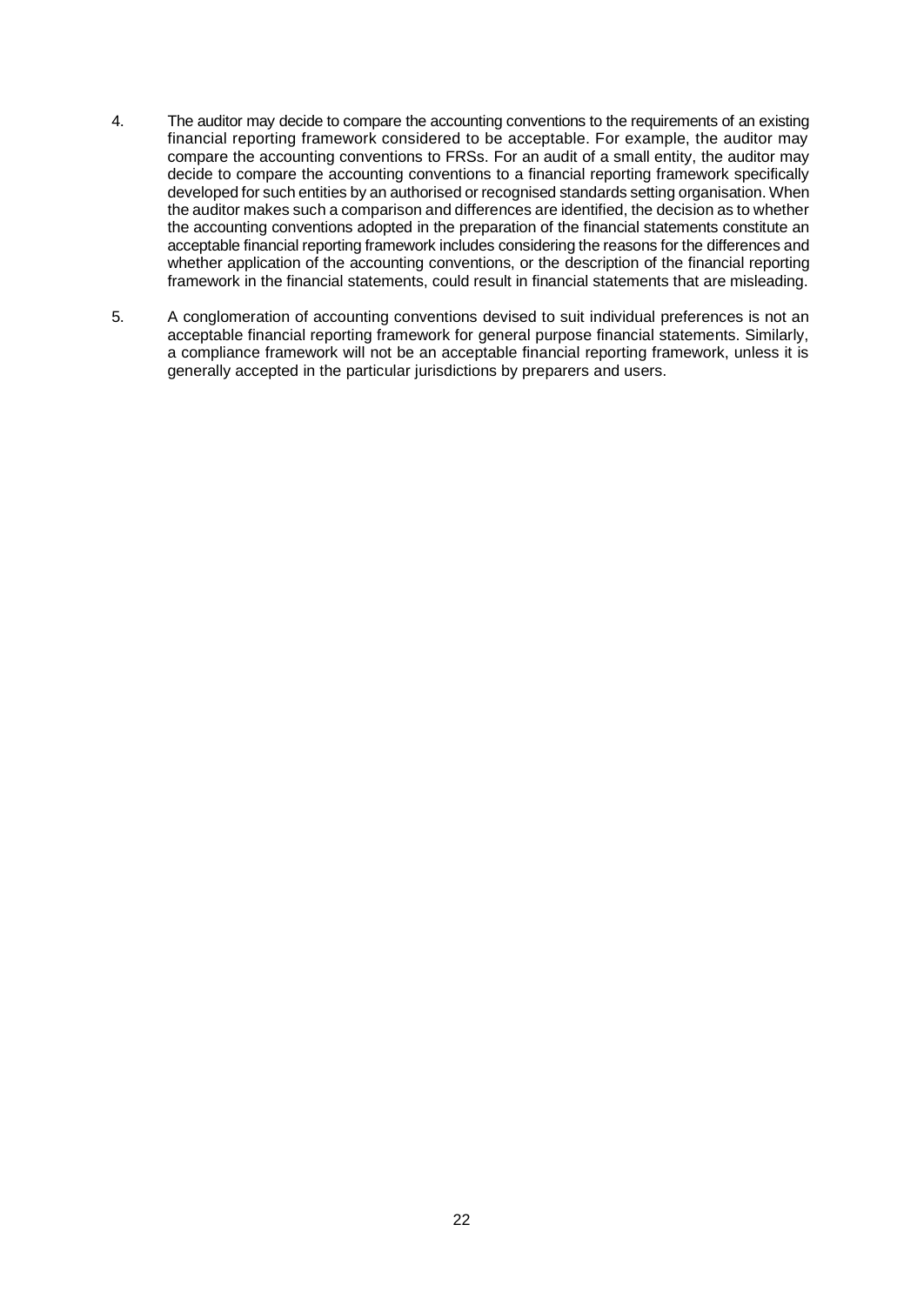4. The auditor may decide to compare the accounting conventions to the requirements of an existing financial reporting framework considered to be acceptable. For example, the auditor may compare the accounting conventions to FRSs. For an audit of a small entity, the auditor may decide to compare the accounting conventions to a financial reporting framework specifically developed for such entities by an authorised or recognised standards setting organisation. When the auditor makes such a comparison and differences are identified, the decision as to whether the accounting conventions adopted in the preparation of the financial statements constitute an acceptable financial reporting framework includes considering the reasons for the differences and whether application of the accounting conventions, or the description of the financial reporting framework in the financial statements, could result in financial statements that are misleading.

5. A conglomeration of accounting conventions devised to suit individual preferences is not an acceptable financial reporting framework for general purpose financial statements. Similarly, a compliance framework will not be an acceptable financial reporting framework, unless it is generally accepted in the particular jurisdictions by preparers and users.